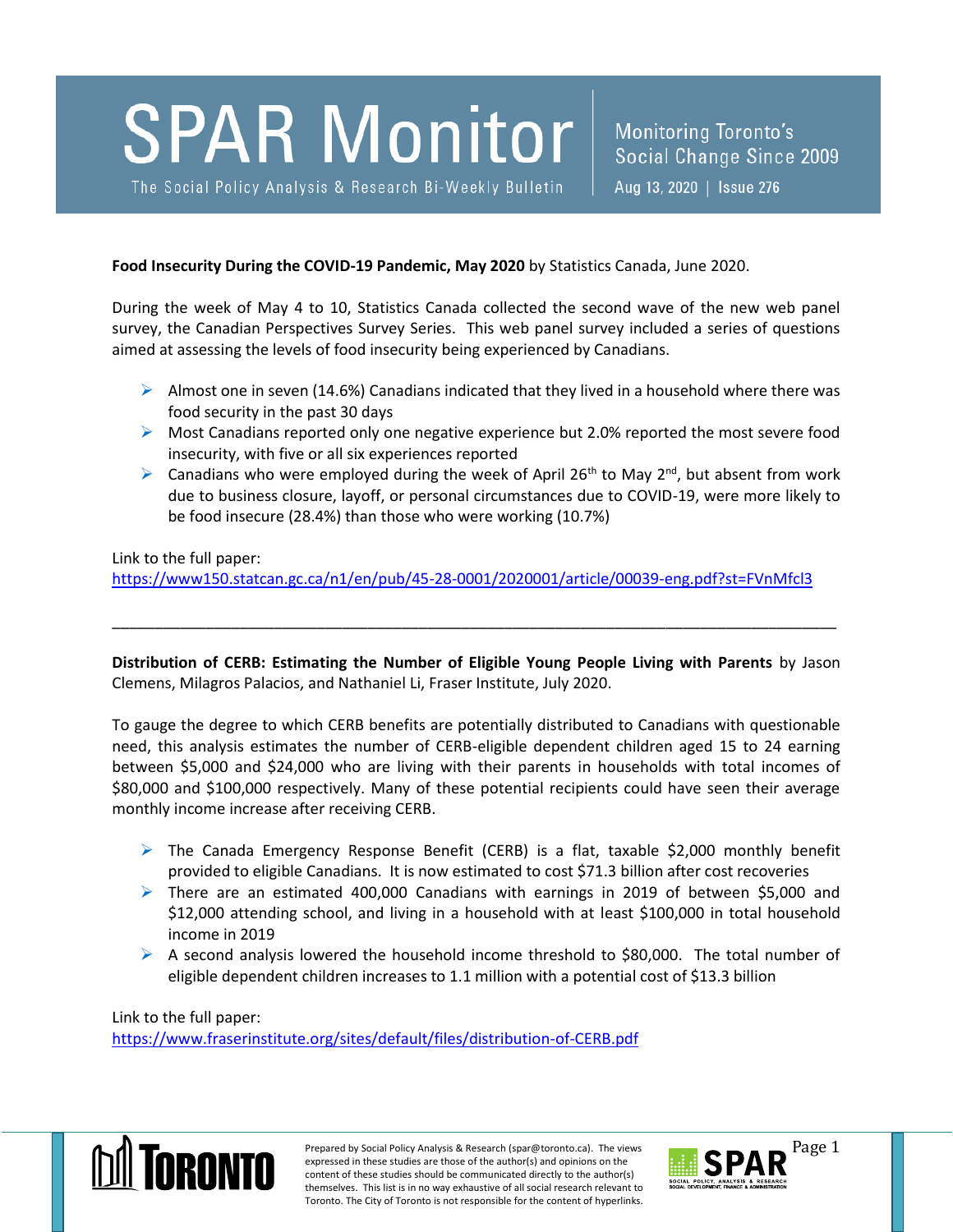# SPAR Monitor

The Social Policy Analysis & Research Bi-Weekly Bulletin

Monitoring Toronto's Social Change Since 2009

Aug 13, 2020 | Issue 276

**Food Insecurity During the COVID-19 Pandemic, May 2020** by Statistics Canada, June 2020.

During the week of May 4 to 10, Statistics Canada collected the second wave of the new web panel survey, the Canadian Perspectives Survey Series. This web panel survey included a series of questions aimed at assessing the levels of food insecurity being experienced by Canadians.

- Almost one in seven (14.6%) Canadians indicated that they lived in a household where there was food security in the past 30 days
- Most Canadians reported only one negative experience but 2.0% reported the most severe food insecurity, with five or all six experiences reported
- Canadians who were employed during the week of April 26th to May 2nd, but absent from work due to business closure, layoff, or personal circumstances due to COVID-19, were more likely to be food insecure (28.4%) than those who were working (10.7%)

Link to the full paper:
https://www150.statcan.gc.ca/n1/en/pub/45-28-0001/2020001/article/00039-eng.pdf?st=FVnMfcl3

---

**Distribution of CERB: Estimating the Number of Eligible Young People Living with Parents** by Jason Clemens, Milagros Palacios, and Nathaniel Li, Fraser Institute, July 2020.

To gauge the degree to which CERB benefits are potentially distributed to Canadians with questionable need, this analysis estimates the number of CERB-eligible dependent children aged 15 to 24 earning between $5,000 and $24,000 who are living with their parents in households with total incomes of $80,000 and $100,000 respectively. Many of these potential recipients could have seen their average monthly income increase after receiving CERB.

- The Canada Emergency Response Benefit (CERB) is a flat, taxable $2,000 monthly benefit provided to eligible Canadians. It is now estimated to cost $71.3 billion after cost recoveries
- There are an estimated 400,000 Canadians with earnings in 2019 of between $5,000 and $12,000 attending school, and living in a household with at least $100,000 in total household income in 2019
- A second analysis lowered the household income threshold to $80,000. The total number of eligible dependent children increases to 1.1 million with a potential cost of $13.3 billion

Link to the full paper:
https://www.fraserinstitute.org/sites/default/files/distribution-of-CERB.pdf

Prepared by Social Policy Analysis & Research (spar@toronto.ca). The views expressed in these studies are those of the author(s) and opinions on the content of these studies should be communicated directly to the author(s) themselves. This list is in no way exhaustive of all social research relevant to Toronto. The City of Toronto is not responsible for the content of hyperlinks.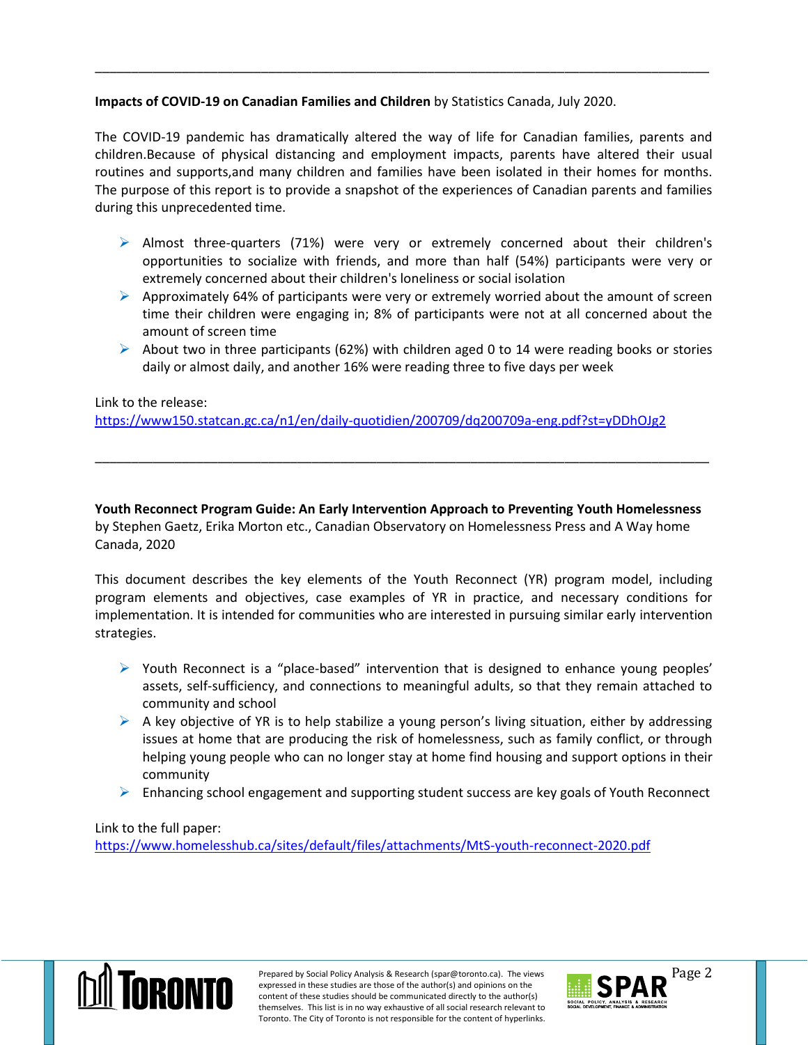---

**Impacts of COVID-19 on Canadian Families and Children** by Statistics Canada, July 2020.

The COVID-19 pandemic has dramatically altered the way of life for Canadian families, parents and children.Because of physical distancing and employment impacts, parents have altered their usual routines and supports,and many children and families have been isolated in their homes for months. The purpose of this report is to provide a snapshot of the experiences of Canadian parents and families during this unprecedented time.

- Almost three-quarters (71%) were very or extremely concerned about their children's opportunities to socialize with friends, and more than half (54%) participants were very or extremely concerned about their children's loneliness or social isolation
- Approximately 64% of participants were very or extremely worried about the amount of screen time their children were engaging in; 8% of participants were not at all concerned about the amount of screen time
- About two in three participants (62%) with children aged 0 to 14 were reading books or stories daily or almost daily, and another 16% were reading three to five days per week

Link to the release:
https://www150.statcan.gc.ca/n1/en/daily-quotidien/200709/dq200709a-eng.pdf?st=yDDhOJg2

---

**Youth Reconnect Program Guide: An Early Intervention Approach to Preventing Youth Homelessness** by Stephen Gaetz, Erika Morton etc., Canadian Observatory on Homelessness Press and A Way home Canada, 2020

This document describes the key elements of the Youth Reconnect (YR) program model, including program elements and objectives, case examples of YR in practice, and necessary conditions for implementation. It is intended for communities who are interested in pursuing similar early intervention strategies.

- Youth Reconnect is a "place-based" intervention that is designed to enhance young peoples' assets, self-sufficiency, and connections to meaningful adults, so that they remain attached to community and school
- A key objective of YR is to help stabilize a young person's living situation, either by addressing issues at home that are producing the risk of homelessness, such as family conflict, or through helping young people who can no longer stay at home find housing and support options in their community
- Enhancing school engagement and supporting student success are key goals of Youth Reconnect

Link to the full paper:
https://www.homelesshub.ca/sites/default/files/attachments/MtS-youth-reconnect-2020.pdf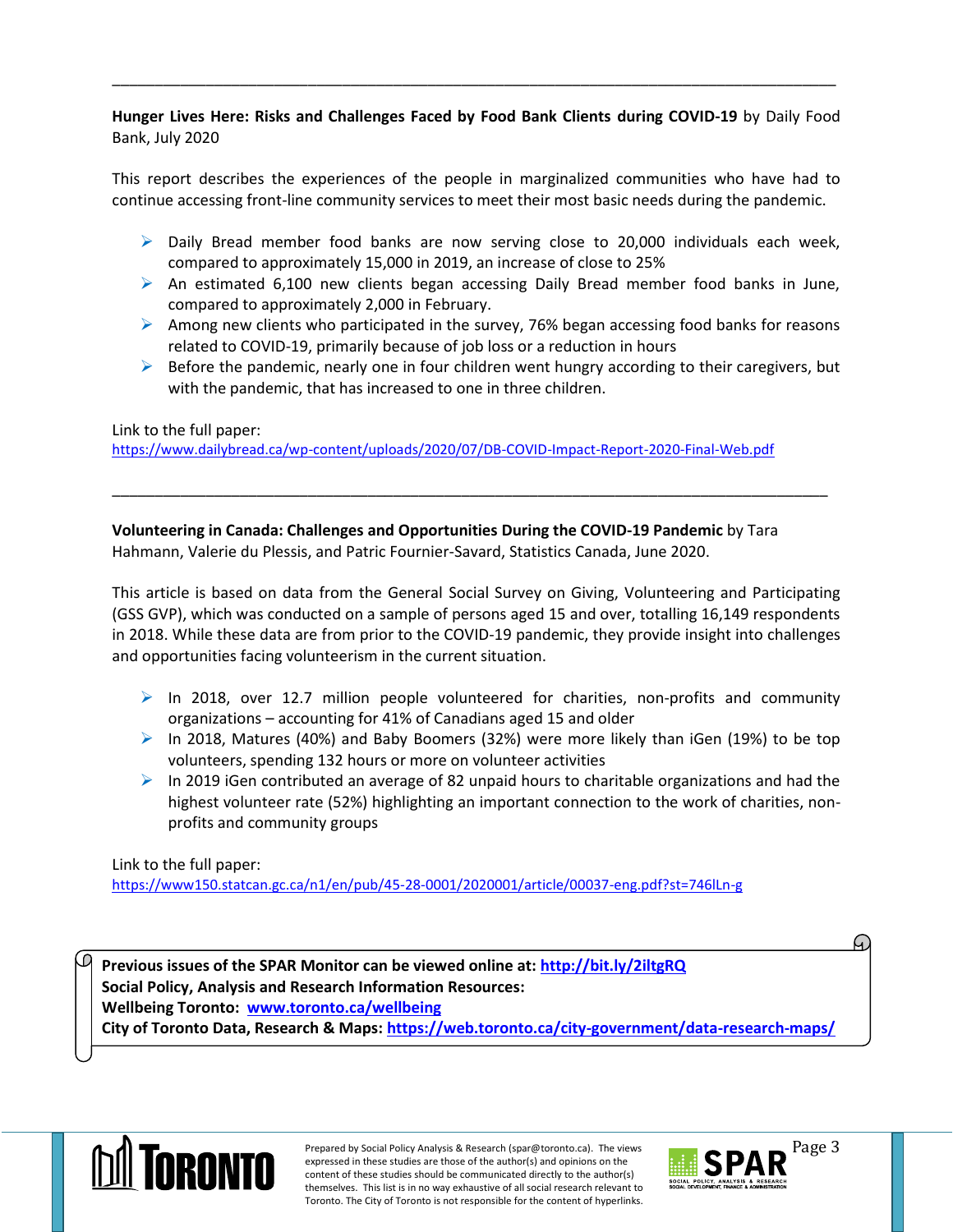---

**Hunger Lives Here: Risks and Challenges Faced by Food Bank Clients during COVID-19** by Daily Food Bank, July 2020

This report describes the experiences of the people in marginalized communities who have had to continue accessing front-line community services to meet their most basic needs during the pandemic.

- Daily Bread member food banks are now serving close to 20,000 individuals each week, compared to approximately 15,000 in 2019, an increase of close to 25%
- An estimated 6,100 new clients began accessing Daily Bread member food banks in June, compared to approximately 2,000 in February.
- Among new clients who participated in the survey, 76% began accessing food banks for reasons related to COVID-19, primarily because of job loss or a reduction in hours
- Before the pandemic, nearly one in four children went hungry according to their caregivers, but with the pandemic, that has increased to one in three children.

Link to the full paper:
https://www.dailybread.ca/wp-content/uploads/2020/07/DB-COVID-Impact-Report-2020-Final-Web.pdf

---

**Volunteering in Canada: Challenges and Opportunities During the COVID-19 Pandemic** by Tara Hahmann, Valerie du Plessis, and Patric Fournier-Savard, Statistics Canada, June 2020.

This article is based on data from the General Social Survey on Giving, Volunteering and Participating (GSS GVP), which was conducted on a sample of persons aged 15 and over, totalling 16,149 respondents in 2018. While these data are from prior to the COVID-19 pandemic, they provide insight into challenges and opportunities facing volunteerism in the current situation.

- In 2018, over 12.7 million people volunteered for charities, non-profits and community organizations – accounting for 41% of Canadians aged 15 and older
- In 2018, Matures (40%) and Baby Boomers (32%) were more likely than iGen (19%) to be top volunteers, spending 132 hours or more on volunteer activities
- In 2019 iGen contributed an average of 82 unpaid hours to charitable organizations and had the highest volunteer rate (52%) highlighting an important connection to the work of charities, non-profits and community groups

Link to the full paper:
https://www150.statcan.gc.ca/n1/en/pub/45-28-0001/2020001/article/00037-eng.pdf?st=746lLn-g

**Previous issues of the SPAR Monitor can be viewed online at: http://bit.ly/2iltgRQ**
**Social Policy, Analysis and Research Information Resources:**
**Wellbeing Toronto: www.toronto.ca/wellbeing**
**City of Toronto Data, Research & Maps: https://web.toronto.ca/city-government/data-research-maps/**

Prepared by Social Policy Analysis & Research (spar@toronto.ca). The views expressed in these studies are those of the author(s) and opinions on the content of these studies should be communicated directly to the author(s) themselves. This list is in no way exhaustive of all social research relevant to Toronto. The City of Toronto is not responsible for the content of hyperlinks.